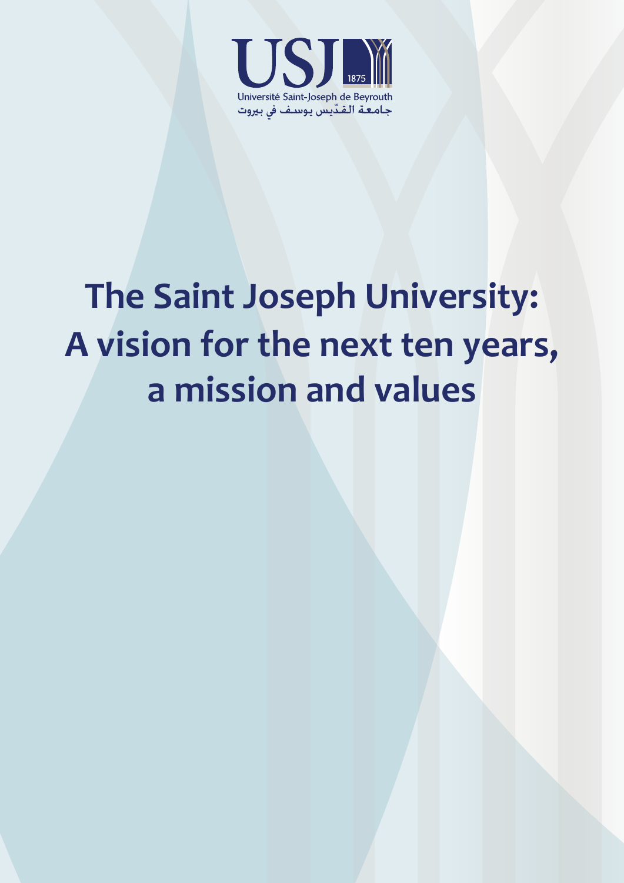USJ 1875

Université Saint-Joseph de Beyrouth

جامعة القدّيس يوسف في بيروت

# The Saint Joseph University: A vision for the next ten years, a mission and values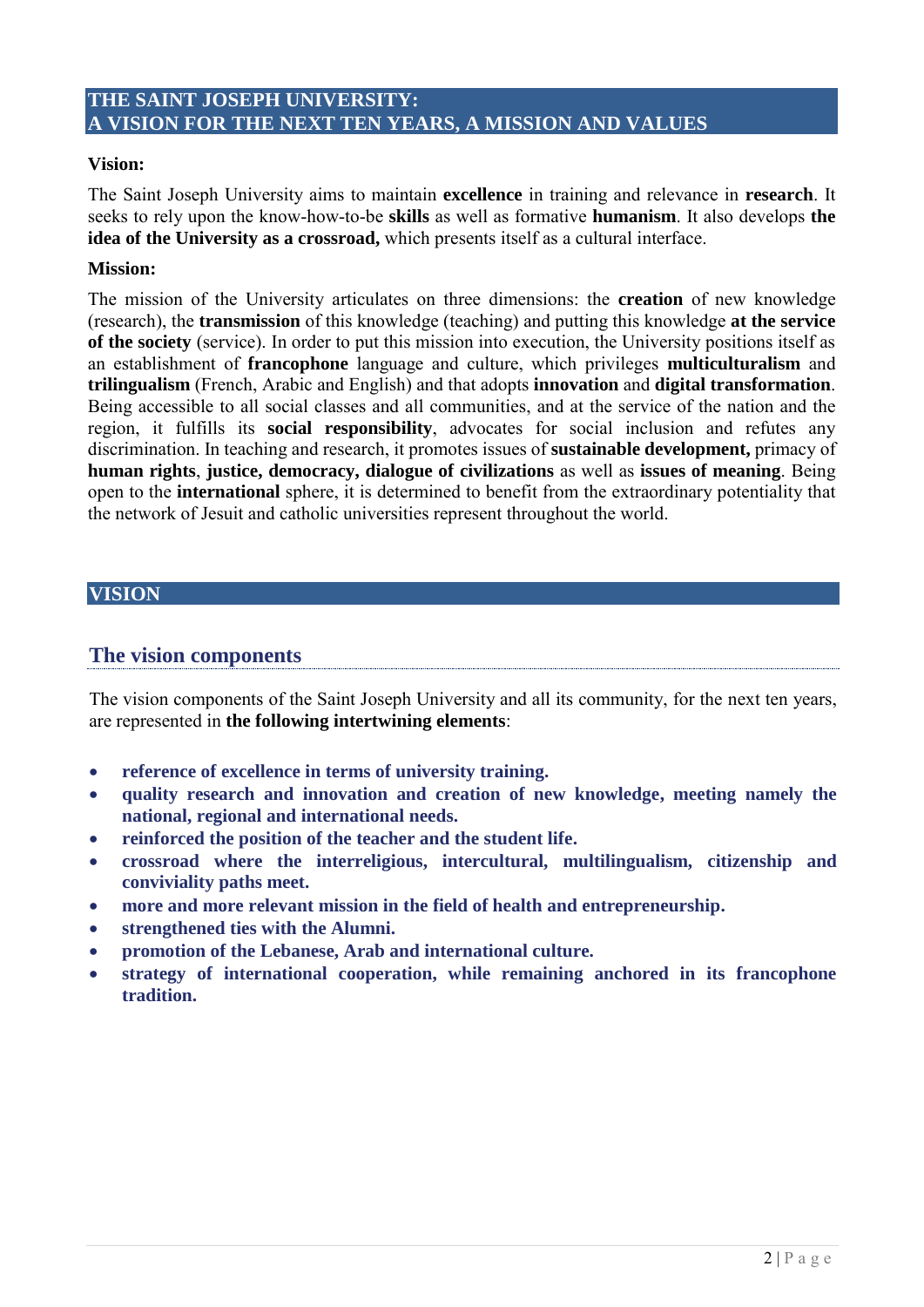# THE SAINT JOSEPH UNIVERSITY: A VISION FOR THE NEXT TEN YEARS, A MISSION AND VALUES

**Vision:**

The Saint Joseph University aims to maintain **excellence** in training and relevance in **research**. It seeks to rely upon the know-how-to-be **skills** as well as formative **humanism**. It also develops **the idea of the University as a crossroad,** which presents itself as a cultural interface.

**Mission:**

The mission of the University articulates on three dimensions: the **creation** of new knowledge (research), the **transmission** of this knowledge (teaching) and putting this knowledge **at the service of the society** (service). In order to put this mission into execution, the University positions itself as an establishment of **francophone** language and culture, which privileges **multiculturalism** and **trilingualism** (French, Arabic and English) and that adopts **innovation** and **digital transformation**. Being accessible to all social classes and all communities, and at the service of the nation and the region, it fulfills its **social responsibility**, advocates for social inclusion and refutes any discrimination. In teaching and research, it promotes issues of **sustainable development,** primacy of **human rights**, **justice, democracy, dialogue of civilizations** as well as **issues of meaning**. Being open to the **international** sphere, it is determined to benefit from the extraordinary potentiality that the network of Jesuit and catholic universities represent throughout the world.

# VISION

## The vision components

The vision components of the Saint Joseph University and all its community, for the next ten years, are represented in **the following intertwining elements**:

- **reference of excellence in terms of university training.**
- **quality research and innovation and creation of new knowledge, meeting namely the national, regional and international needs.**
- **reinforced the position of the teacher and the student life.**
- **crossroad where the interreligious, intercultural, multilingualism, citizenship and conviviality paths meet.**
- **more and more relevant mission in the field of health and entrepreneurship.**
- **strengthened ties with the Alumni.**
- **promotion of the Lebanese, Arab and international culture.**
- **strategy of international cooperation, while remaining anchored in its francophone tradition.**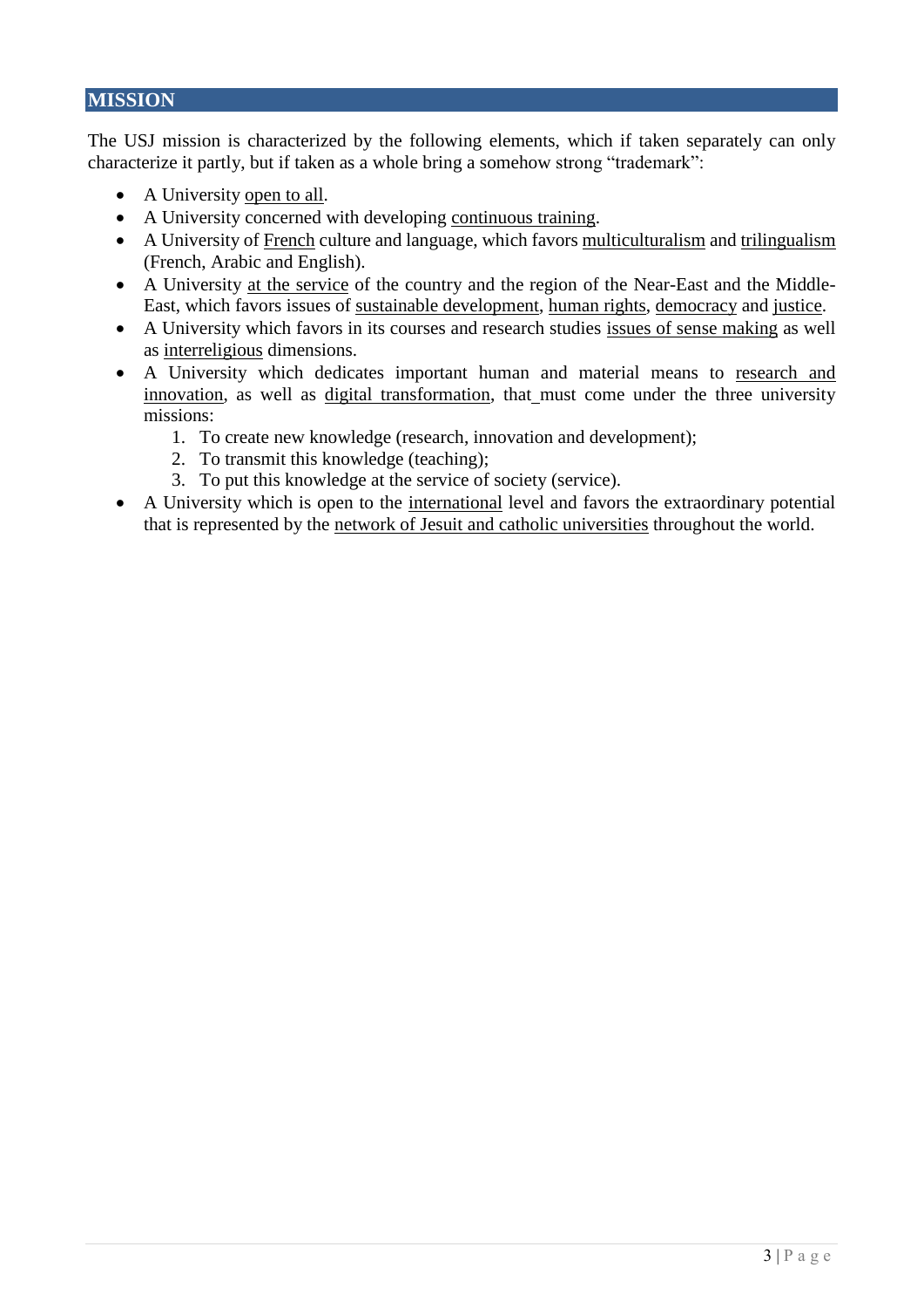## MISSION

The USJ mission is characterized by the following elements, which if taken separately can only characterize it partly, but if taken as a whole bring a somehow strong "trademark":

- A University open to all.
- A University concerned with developing continuous training.
- A University of French culture and language, which favors multiculturalism and trilingualism (French, Arabic and English).
- A University at the service of the country and the region of the Near-East and the Middle-East, which favors issues of sustainable development, human rights, democracy and justice.
- A University which favors in its courses and research studies issues of sense making as well as interreligious dimensions.
- A University which dedicates important human and material means to research and innovation, as well as digital transformation, that must come under the three university missions:
  1. To create new knowledge (research, innovation and development);
  2. To transmit this knowledge (teaching);
  3. To put this knowledge at the service of society (service).
- A University which is open to the international level and favors the extraordinary potential that is represented by the network of Jesuit and catholic universities throughout the world.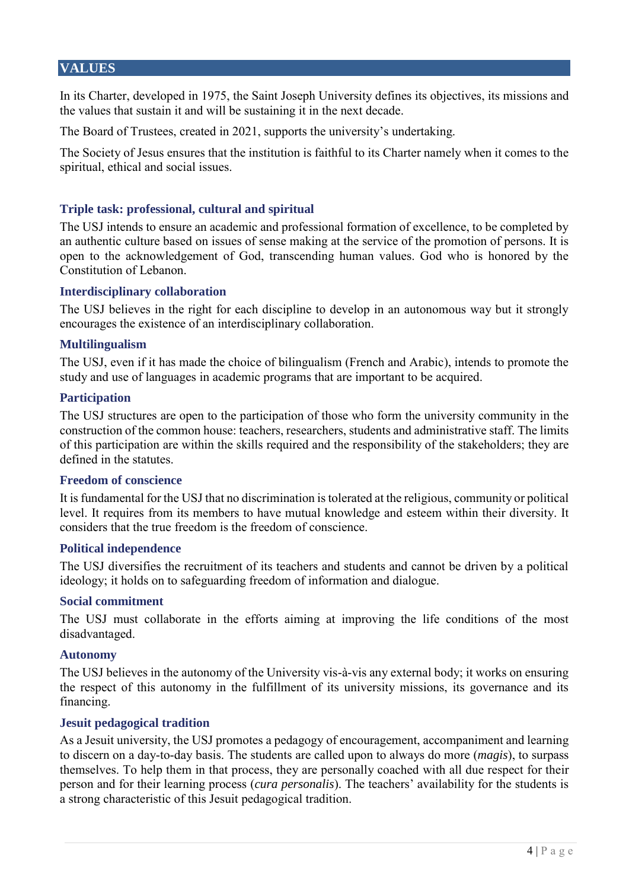## VALUES

In its Charter, developed in 1975, the Saint Joseph University defines its objectives, its missions and the values that sustain it and will be sustaining it in the next decade.

The Board of Trustees, created in 2021, supports the university's undertaking.

The Society of Jesus ensures that the institution is faithful to its Charter namely when it comes to the spiritual, ethical and social issues.

### Triple task: professional, cultural and spiritual

The USJ intends to ensure an academic and professional formation of excellence, to be completed by an authentic culture based on issues of sense making at the service of the promotion of persons. It is open to the acknowledgement of God, transcending human values. God who is honored by the Constitution of Lebanon.

### Interdisciplinary collaboration

The USJ believes in the right for each discipline to develop in an autonomous way but it strongly encourages the existence of an interdisciplinary collaboration.

### Multilingualism

The USJ, even if it has made the choice of bilingualism (French and Arabic), intends to promote the study and use of languages in academic programs that are important to be acquired.

### Participation

The USJ structures are open to the participation of those who form the university community in the construction of the common house: teachers, researchers, students and administrative staff. The limits of this participation are within the skills required and the responsibility of the stakeholders; they are defined in the statutes.

### Freedom of conscience

It is fundamental for the USJ that no discrimination is tolerated at the religious, community or political level. It requires from its members to have mutual knowledge and esteem within their diversity. It considers that the true freedom is the freedom of conscience.

### Political independence

The USJ diversifies the recruitment of its teachers and students and cannot be driven by a political ideology; it holds on to safeguarding freedom of information and dialogue.

### Social commitment

The USJ must collaborate in the efforts aiming at improving the life conditions of the most disadvantaged.

### Autonomy

The USJ believes in the autonomy of the University vis-à-vis any external body; it works on ensuring the respect of this autonomy in the fulfillment of its university missions, its governance and its financing.

### Jesuit pedagogical tradition

As a Jesuit university, the USJ promotes a pedagogy of encouragement, accompaniment and learning to discern on a day-to-day basis. The students are called upon to always do more (*magis*), to surpass themselves. To help them in that process, they are personally coached with all due respect for their person and for their learning process (*cura personalis*). The teachers' availability for the students is a strong characteristic of this Jesuit pedagogical tradition.